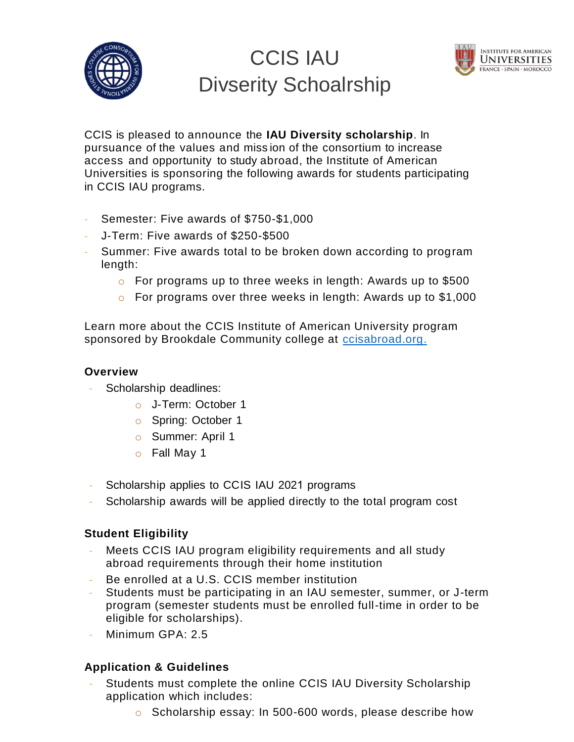# CCIS IAU Divserity Schoalrship

CCIS is pleased to announce the **IAU Diversity scholarship**. In pursuance of the values and mission of the consortium to increase access and opportunity to study abroad, the Institute of American Universities is sponsoring the following awards for students participating in CCIS IAU programs.

- Semester: Five awards of $750-$1,000
- J-Term: Five awards of $250-$500
- Summer: Five awards total to be broken down according to program length:
  - For programs up to three weeks in length: Awards up to $500
  - For programs over three weeks in length: Awards up to $1,000

Learn more about the CCIS Institute of American University program sponsored by Brookdale Community college at [ccisabroad.org.](ccisabroad.org)

### Overview

- Scholarship deadlines:
  - J-Term: October 1
  - Spring: October 1
  - Summer: April 1
  - Fall May 1

- Scholarship applies to CCIS IAU 2021 programs
- Scholarship awards will be applied directly to the total program cost

### Student Eligibility

- Meets CCIS IAU program eligibility requirements and all study abroad requirements through their home institution
- Be enrolled at a U.S. CCIS member institution
- Students must be participating in an IAU semester, summer, or J-term program (semester students must be enrolled full-time in order to be eligible for scholarships).
- Minimum GPA: 2.5

### Application & Guidelines

- Students must complete the online CCIS IAU Diversity Scholarship application which includes:
  - Scholarship essay: In 500-600 words, please describe how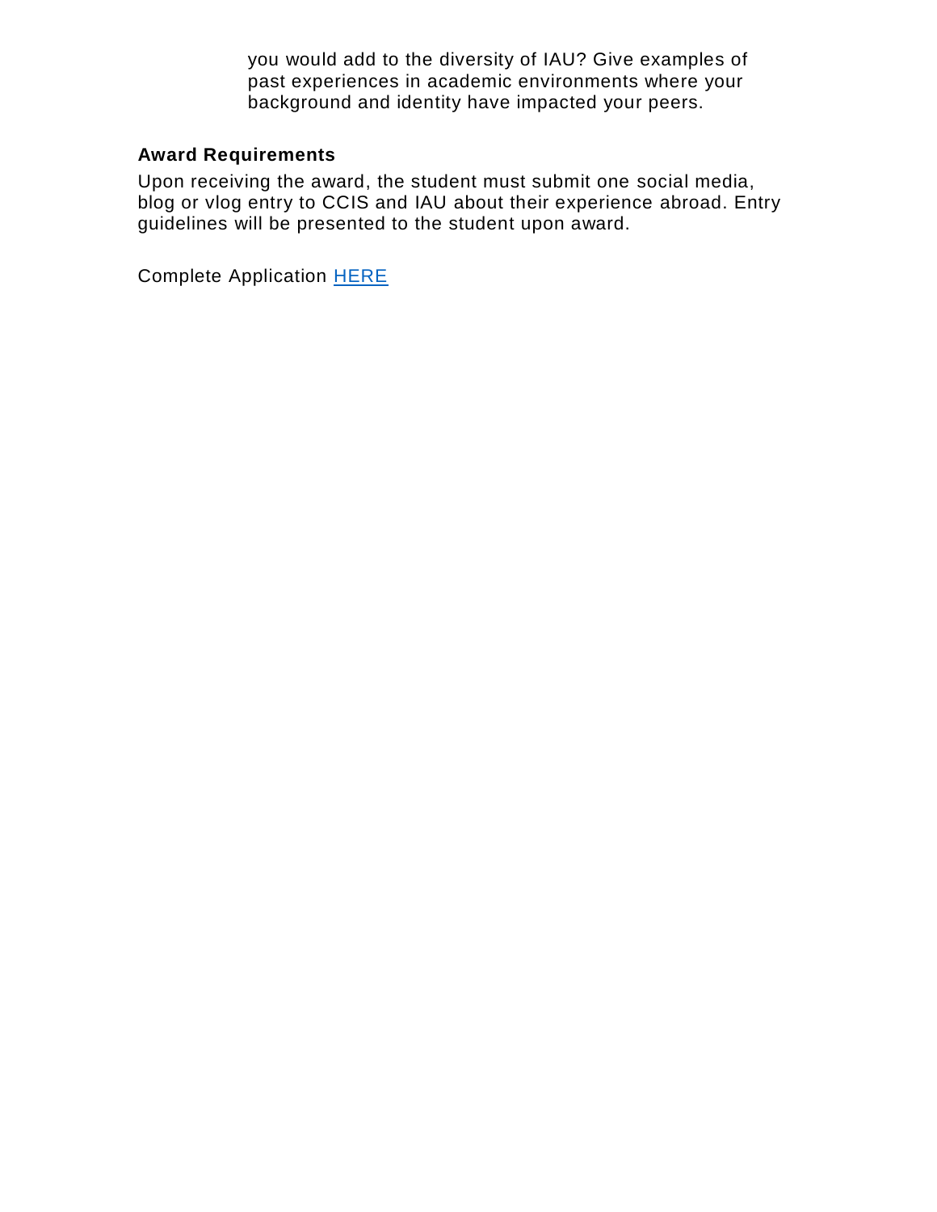you would add to the diversity of IAU? Give examples of past experiences in academic environments where your background and identity have impacted your peers.

**Award Requirements**

Upon receiving the award, the student must submit one social media, blog or vlog entry to CCIS and IAU about their experience abroad. Entry guidelines will be presented to the student upon award.

Complete Application HERE